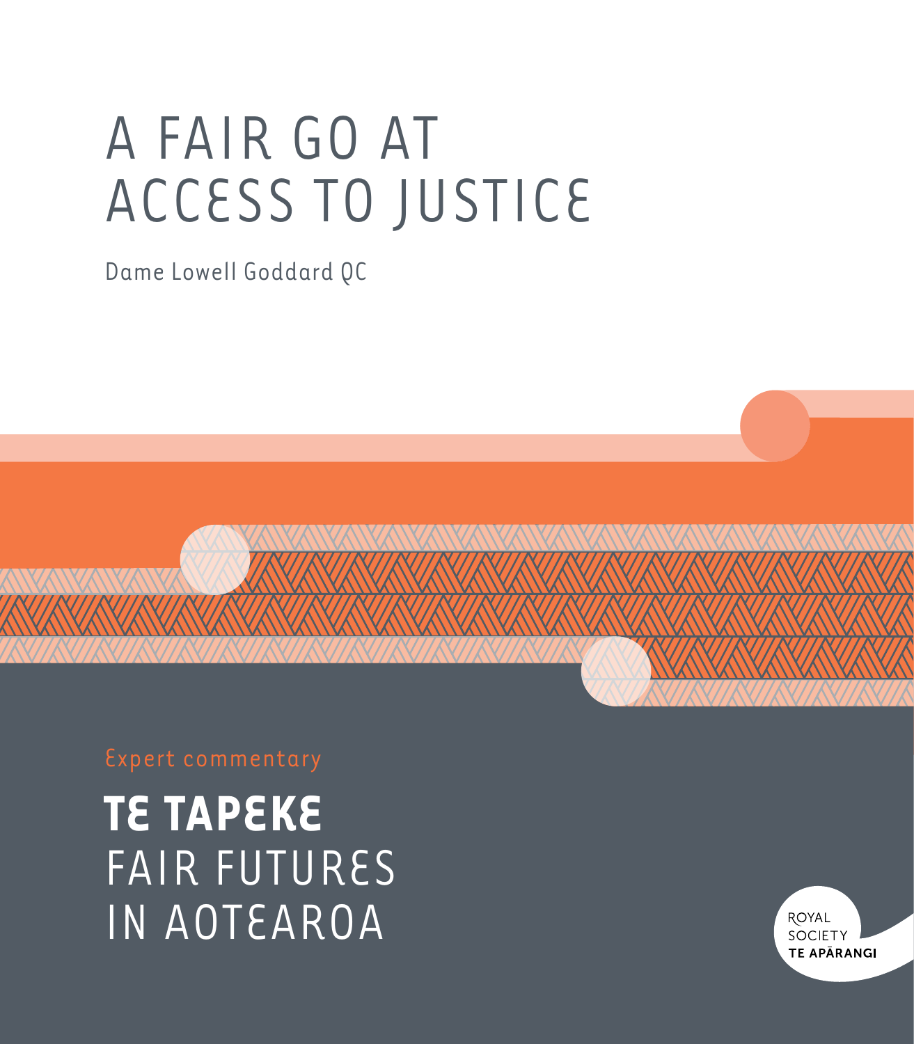# A FAIR GO AT ACCESS TO JUSTICE

Dame Lowell Goddard QC

Expert commentary

## TE TAPEKE
FAIR FUTURES IN AOTEAROA

ROYAL SOCIETY
TE APĀRANGI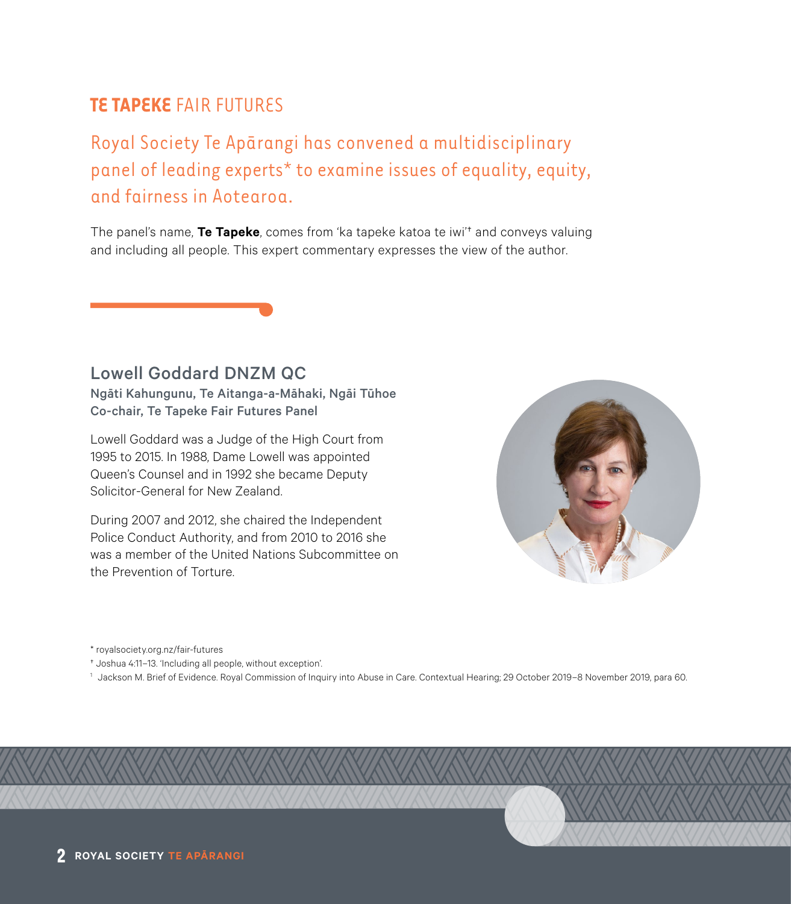# TE TAPEKE FAIR FUTURES

## Royal Society Te Apārangi has convened a multidisciplinary panel of leading experts* to examine issues of equality, equity, and fairness in Aotearoa.

The panel's name, **Te Tapeke**, comes from 'ka tapeke katoa te iwi'† and conveys valuing and including all people. This expert commentary expresses the view of the author.

### Lowell Goddard DNZM QC

**Ngāti Kahungunu, Te Aitanga-a-Māhaki, Ngāi Tūhoe**
**Co-chair, Te Tapeke Fair Futures Panel**

Lowell Goddard was a Judge of the High Court from 1995 to 2015. In 1988, Dame Lowell was appointed Queen's Counsel and in 1992 she became Deputy Solicitor-General for New Zealand.

During 2007 and 2012, she chaired the Independent Police Conduct Authority, and from 2010 to 2016 she was a member of the United Nations Subcommittee on the Prevention of Torture.

---

\* royalsociety.org.nz/fair-futures

† Joshua 4:11–13. 'Including all people, without exception'.

[1] Jackson M. Brief of Evidence. Royal Commission of Inquiry into Abuse in Care. Contextual Hearing; 29 October 2019–8 November 2019, para 60.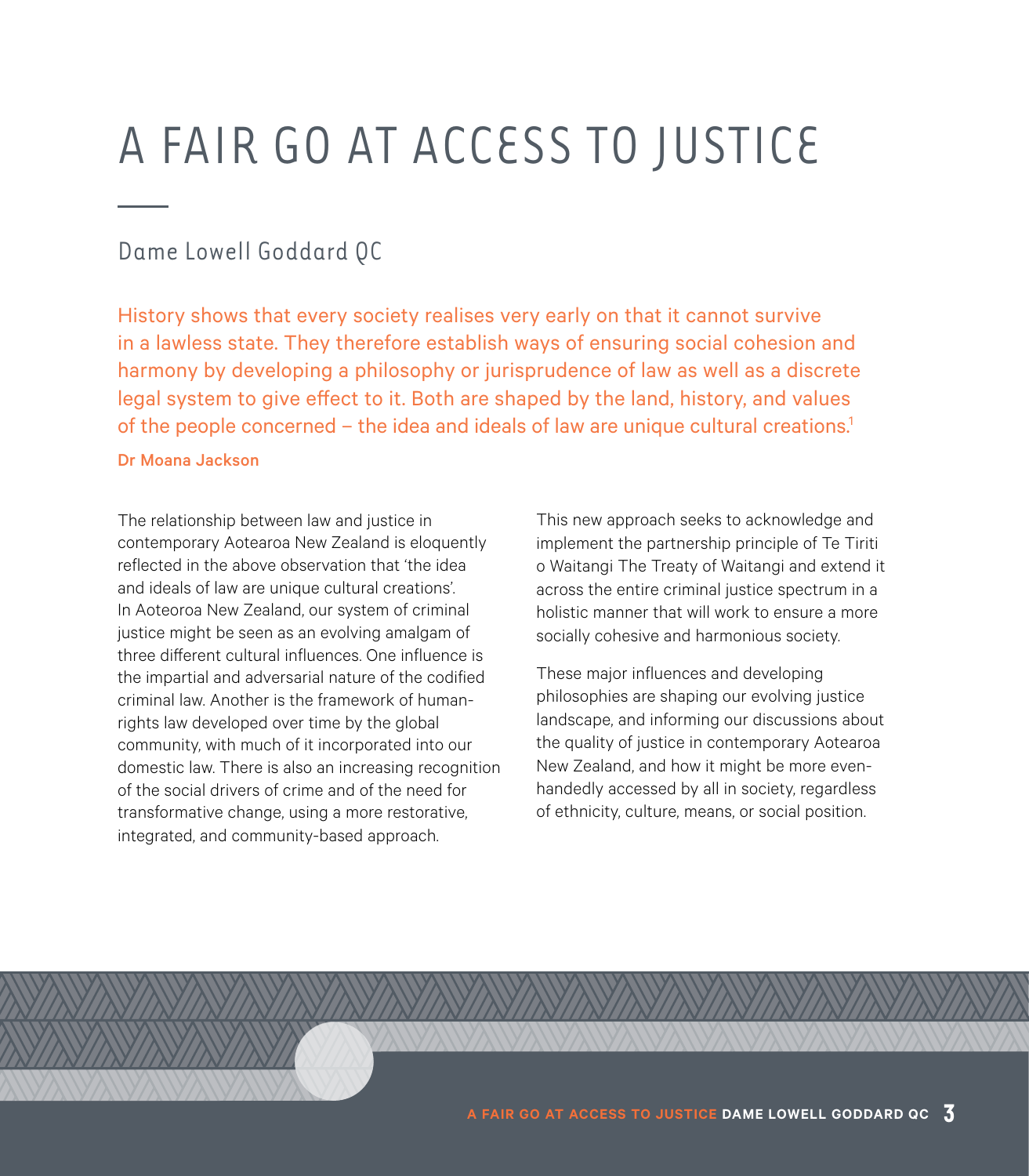# A FAIR GO AT ACCESS TO JUSTICE

## Dame Lowell Goddard QC

History shows that every society realises very early on that it cannot survive in a lawless state. They therefore establish ways of ensuring social cohesion and harmony by developing a philosophy or jurisprudence of law as well as a discrete legal system to give effect to it. Both are shaped by the land, history, and values of the people concerned – the idea and ideals of law are unique cultural creations.[1]

**Dr Moana Jackson**

The relationship between law and justice in contemporary Aotearoa New Zealand is eloquently reflected in the above observation that 'the idea and ideals of law are unique cultural creations'. In Aoteoroa New Zealand, our system of criminal justice might be seen as an evolving amalgam of three different cultural influences. One influence is the impartial and adversarial nature of the codified criminal law. Another is the framework of human-rights law developed over time by the global community, with much of it incorporated into our domestic law. There is also an increasing recognition of the social drivers of crime and of the need for transformative change, using a more restorative, integrated, and community-based approach.

This new approach seeks to acknowledge and implement the partnership principle of Te Tiriti o Waitangi The Treaty of Waitangi and extend it across the entire criminal justice spectrum in a holistic manner that will work to ensure a more socially cohesive and harmonious society.

These major influences and developing philosophies are shaping our evolving justice landscape, and informing our discussions about the quality of justice in contemporary Aotearoa New Zealand, and how it might be more even-handedly accessed by all in society, regardless of ethnicity, culture, means, or social position.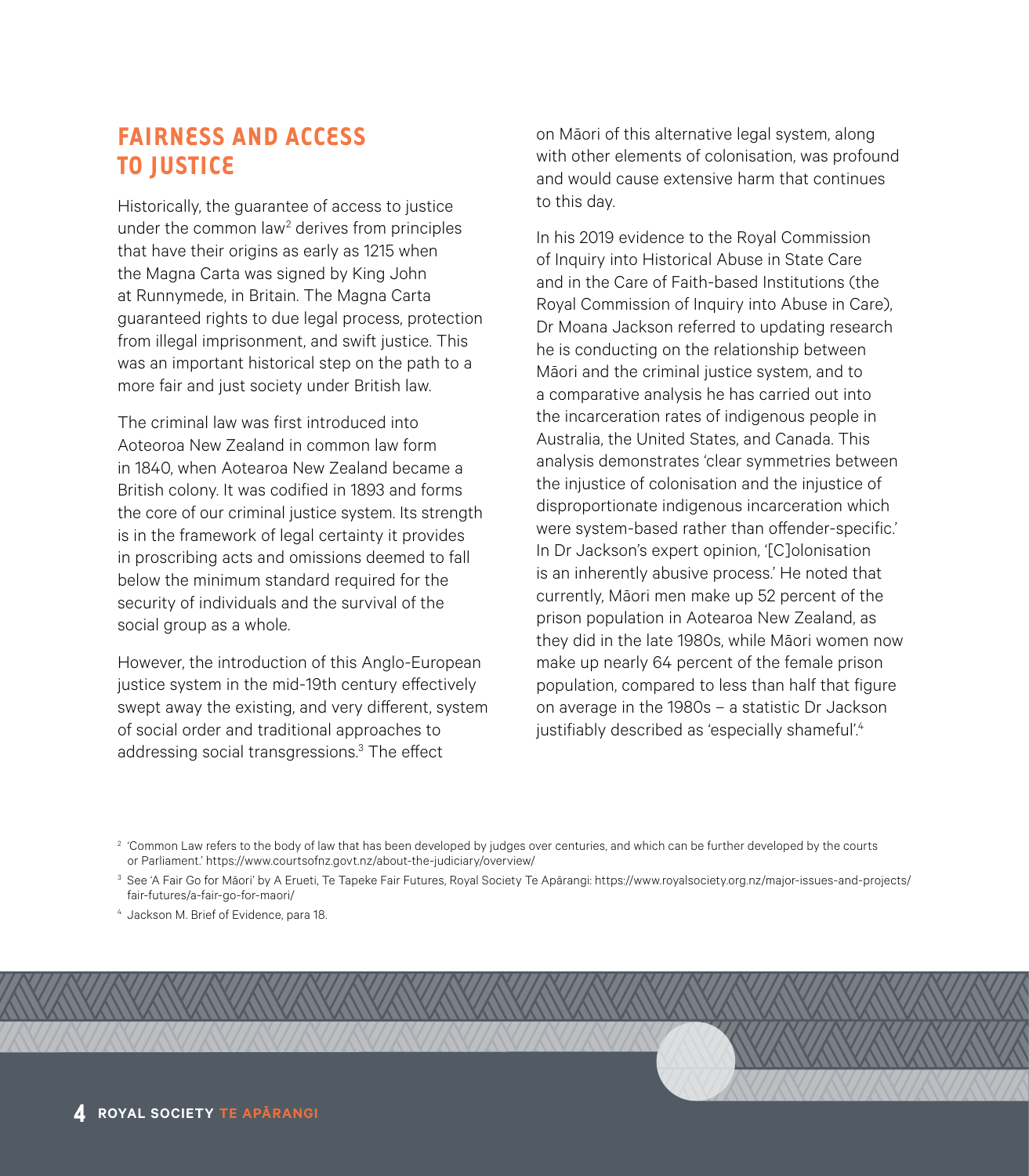## FAIRNESS AND ACCESS TO JUSTICE

Historically, the guarantee of access to justice under the common law[2] derives from principles that have their origins as early as 1215 when the Magna Carta was signed by King John at Runnymede, in Britain. The Magna Carta guaranteed rights to due legal process, protection from illegal imprisonment, and swift justice. This was an important historical step on the path to a more fair and just society under British law.

The criminal law was first introduced into Aoteoroa New Zealand in common law form in 1840, when Aotearoa New Zealand became a British colony. It was codified in 1893 and forms the core of our criminal justice system. Its strength is in the framework of legal certainty it provides in proscribing acts and omissions deemed to fall below the minimum standard required for the security of individuals and the survival of the social group as a whole.

However, the introduction of this Anglo-European justice system in the mid-19th century effectively swept away the existing, and very different, system of social order and traditional approaches to addressing social transgressions.[3] The effect on Māori of this alternative legal system, along with other elements of colonisation, was profound and would cause extensive harm that continues to this day.

In his 2019 evidence to the Royal Commission of Inquiry into Historical Abuse in State Care and in the Care of Faith-based Institutions (the Royal Commission of Inquiry into Abuse in Care), Dr Moana Jackson referred to updating research he is conducting on the relationship between Māori and the criminal justice system, and to a comparative analysis he has carried out into the incarceration rates of indigenous people in Australia, the United States, and Canada. This analysis demonstrates 'clear symmetries between the injustice of colonisation and the injustice of disproportionate indigenous incarceration which were system-based rather than offender-specific.' In Dr Jackson's expert opinion, '[C]olonisation is an inherently abusive process.' He noted that currently, Māori men make up 52 percent of the prison population in Aotearoa New Zealand, as they did in the late 1980s, while Māori women now make up nearly 64 percent of the female prison population, compared to less than half that figure on average in the 1980s – a statistic Dr Jackson justifiably described as 'especially shameful'.[4]

---

[2] 'Common Law refers to the body of law that has been developed by judges over centuries, and which can be further developed by the courts or Parliament.' https://www.courtsofnz.govt.nz/about-the-judiciary/overview/

[3] See 'A Fair Go for Māori' by A Erueti, Te Tapeke Fair Futures, Royal Society Te Apārangi: https://www.royalsociety.org.nz/major-issues-and-projects/fair-futures/a-fair-go-for-maori/

[4] Jackson M. Brief of Evidence, para 18.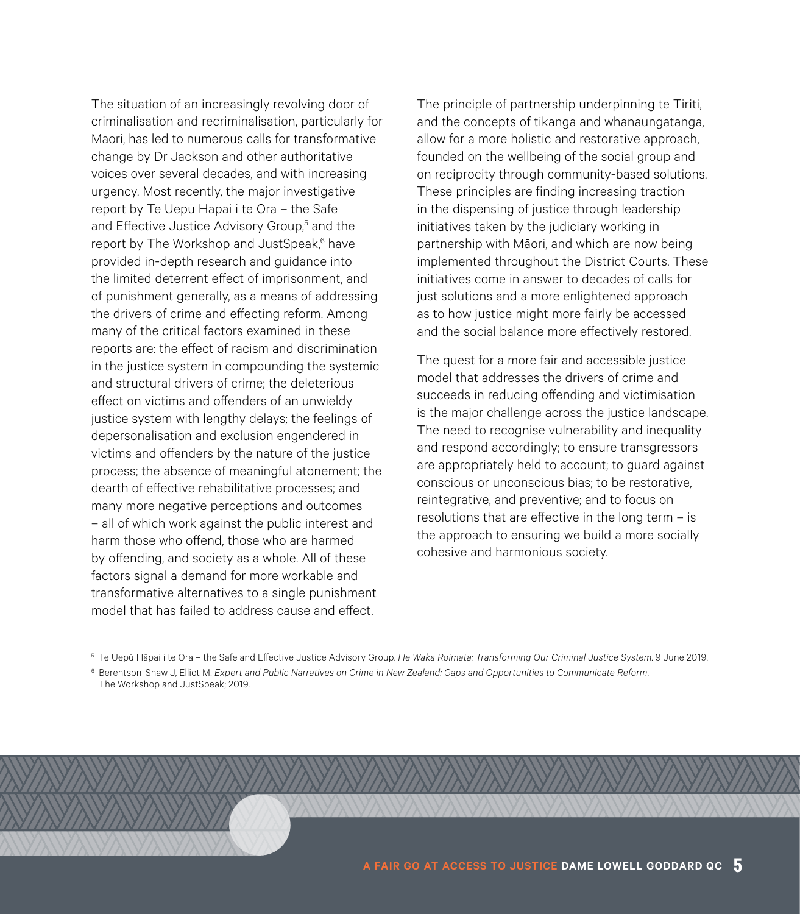The situation of an increasingly revolving door of criminalisation and recriminalisation, particularly for Māori, has led to numerous calls for transformative change by Dr Jackson and other authoritative voices over several decades, and with increasing urgency. Most recently, the major investigative report by Te Uepū Hāpai i te Ora – the Safe and Effective Justice Advisory Group,[5] and the report by The Workshop and JustSpeak,[6] have provided in-depth research and guidance into the limited deterrent effect of imprisonment, and of punishment generally, as a means of addressing the drivers of crime and effecting reform. Among many of the critical factors examined in these reports are: the effect of racism and discrimination in the justice system in compounding the systemic and structural drivers of crime; the deleterious effect on victims and offenders of an unwieldy justice system with lengthy delays; the feelings of depersonalisation and exclusion engendered in victims and offenders by the nature of the justice process; the absence of meaningful atonement; the dearth of effective rehabilitative processes; and many more negative perceptions and outcomes – all of which work against the public interest and harm those who offend, those who are harmed by offending, and society as a whole. All of these factors signal a demand for more workable and transformative alternatives to a single punishment model that has failed to address cause and effect.

The principle of partnership underpinning te Tiriti, and the concepts of tikanga and whanaungatanga, allow for a more holistic and restorative approach, founded on the wellbeing of the social group and on reciprocity through community-based solutions. These principles are finding increasing traction in the dispensing of justice through leadership initiatives taken by the judiciary working in partnership with Māori, and which are now being implemented throughout the District Courts. These initiatives come in answer to decades of calls for just solutions and a more enlightened approach as to how justice might more fairly be accessed and the social balance more effectively restored.

The quest for a more fair and accessible justice model that addresses the drivers of crime and succeeds in reducing offending and victimisation is the major challenge across the justice landscape. The need to recognise vulnerability and inequality and respond accordingly; to ensure transgressors are appropriately held to account; to guard against conscious or unconscious bias; to be restorative, reintegrative, and preventive; and to focus on resolutions that are effective in the long term – is the approach to ensuring we build a more socially cohesive and harmonious society.

[5] Te Uepū Hāpai i te Ora – the Safe and Effective Justice Advisory Group. *He Waka Roimata: Transforming Our Criminal Justice System.* 9 June 2019.

[6] Berentson-Shaw J, Elliot M. *Expert and Public Narratives on Crime in New Zealand: Gaps and Opportunities to Communicate Reform.* The Workshop and JustSpeak; 2019.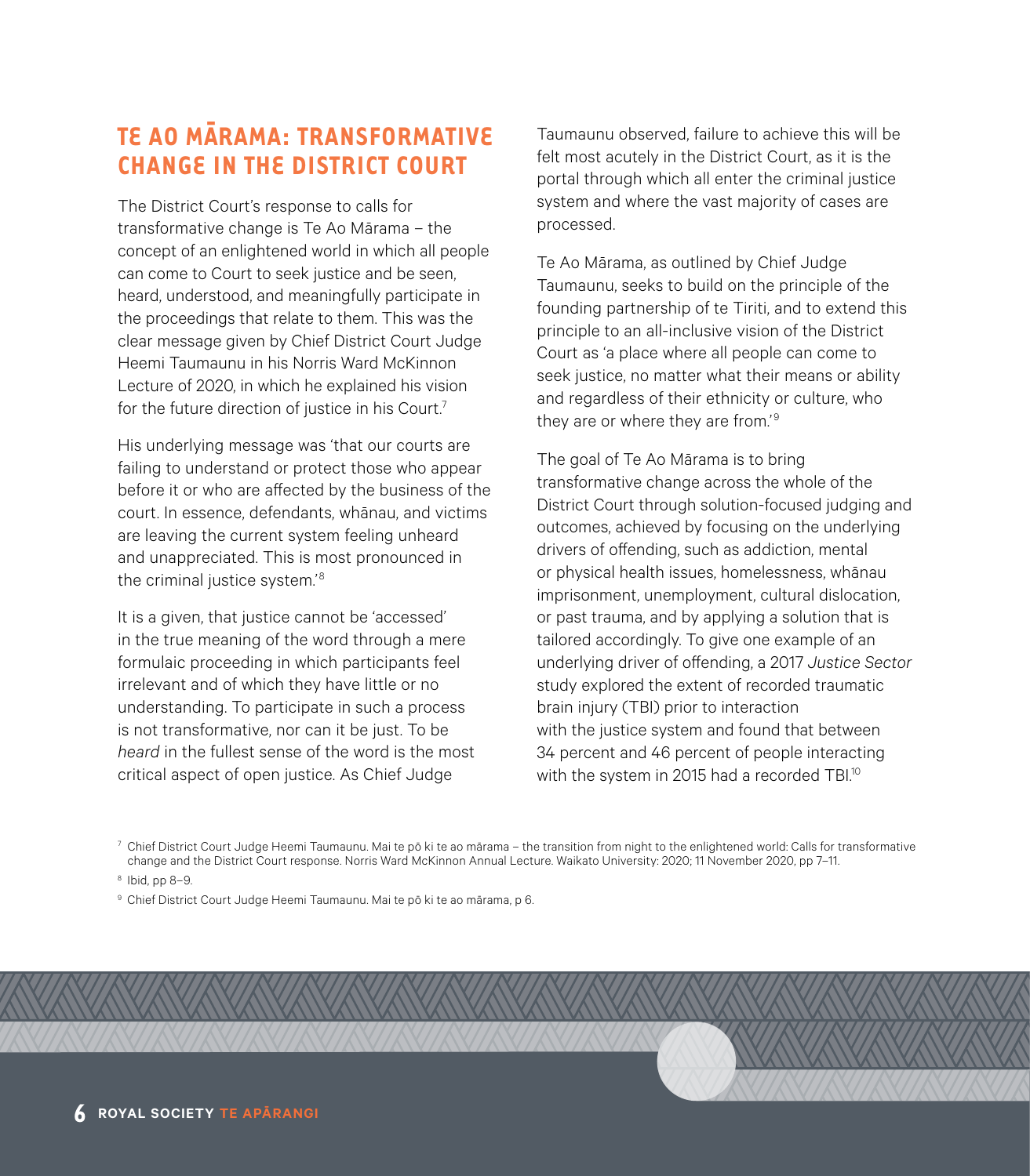## TE AO MĀRAMA: TRANSFORMATIVE CHANGE IN THE DISTRICT COURT

The District Court's response to calls for transformative change is Te Ao Mārama – the concept of an enlightened world in which all people can come to Court to seek justice and be seen, heard, understood, and meaningfully participate in the proceedings that relate to them. This was the clear message given by Chief District Court Judge Heemi Taumaunu in his Norris Ward McKinnon Lecture of 2020, in which he explained his vision for the future direction of justice in his Court.[7]

His underlying message was 'that our courts are failing to understand or protect those who appear before it or who are affected by the business of the court. In essence, defendants, whānau, and victims are leaving the current system feeling unheard and unappreciated. This is most pronounced in the criminal justice system.'[8]

It is a given, that justice cannot be 'accessed' in the true meaning of the word through a mere formulaic proceeding in which participants feel irrelevant and of which they have little or no understanding. To participate in such a process is not transformative, nor can it be just. To be *heard* in the fullest sense of the word is the most critical aspect of open justice. As Chief Judge Taumaunu observed, failure to achieve this will be felt most acutely in the District Court, as it is the portal through which all enter the criminal justice system and where the vast majority of cases are processed.

Te Ao Mārama, as outlined by Chief Judge Taumaunu, seeks to build on the principle of the founding partnership of te Tiriti, and to extend this principle to an all-inclusive vision of the District Court as 'a place where all people can come to seek justice, no matter what their means or ability and regardless of their ethnicity or culture, who they are or where they are from.'[9]

The goal of Te Ao Mārama is to bring transformative change across the whole of the District Court through solution-focused judging and outcomes, achieved by focusing on the underlying drivers of offending, such as addiction, mental or physical health issues, homelessness, whānau imprisonment, unemployment, cultural dislocation, or past trauma, and by applying a solution that is tailored accordingly. To give one example of an underlying driver of offending, a 2017 *Justice Sector* study explored the extent of recorded traumatic brain injury (TBI) prior to interaction with the justice system and found that between 34 percent and 46 percent of people interacting with the system in 2015 had a recorded TBI.[10]

---

[7] Chief District Court Judge Heemi Taumaunu. Mai te pō ki te ao mārama – the transition from night to the enlightened world: Calls for transformative change and the District Court response. Norris Ward McKinnon Annual Lecture. Waikato University: 2020; 11 November 2020, pp 7–11.

[8] Ibid, pp 8–9.

[9] Chief District Court Judge Heemi Taumaunu. Mai te pō ki te ao mārama, p 6.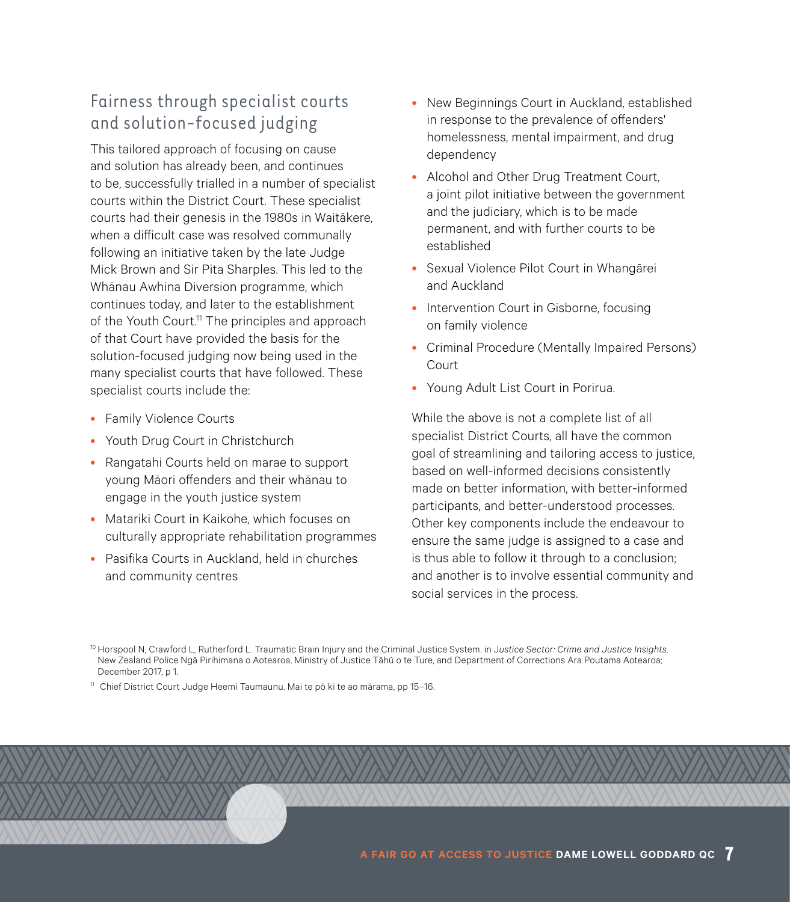## Fairness through specialist courts and solution-focused judging

This tailored approach of focusing on cause and solution has already been, and continues to be, successfully trialled in a number of specialist courts within the District Court. These specialist courts had their genesis in the 1980s in Waitākere, when a difficult case was resolved communally following an initiative taken by the late Judge Mick Brown and Sir Pita Sharples. This led to the Whānau Awhina Diversion programme, which continues today, and later to the establishment of the Youth Court.[11] The principles and approach of that Court have provided the basis for the solution-focused judging now being used in the many specialist courts that have followed. These specialist courts include the:

- Family Violence Courts
- Youth Drug Court in Christchurch
- Rangatahi Courts held on marae to support young Māori offenders and their whānau to engage in the youth justice system
- Matariki Court in Kaikohe, which focuses on culturally appropriate rehabilitation programmes
- Pasifika Courts in Auckland, held in churches and community centres
- New Beginnings Court in Auckland, established in response to the prevalence of offenders' homelessness, mental impairment, and drug dependency
- Alcohol and Other Drug Treatment Court, a joint pilot initiative between the government and the judiciary, which is to be made permanent, and with further courts to be established
- Sexual Violence Pilot Court in Whangārei and Auckland
- Intervention Court in Gisborne, focusing on family violence
- Criminal Procedure (Mentally Impaired Persons) Court
- Young Adult List Court in Porirua.

While the above is not a complete list of all specialist District Courts, all have the common goal of streamlining and tailoring access to justice, based on well-informed decisions consistently made on better information, with better-informed participants, and better-understood processes. Other key components include the endeavour to ensure the same judge is assigned to a case and is thus able to follow it through to a conclusion; and another is to involve essential community and social services in the process.

[10] Horspool N, Crawford L, Rutherford L. Traumatic Brain Injury and the Criminal Justice System. in *Justice Sector: Crime and Justice Insights*. New Zealand Police Ngā Pirihimana o Aotearoa, Ministry of Justice Tāhū o te Ture, and Department of Corrections Ara Poutama Aotearoa; December 2017, p 1.

[11] Chief District Court Judge Heemi Taumaunu. Mai te pō ki te ao mārama, pp 15–16.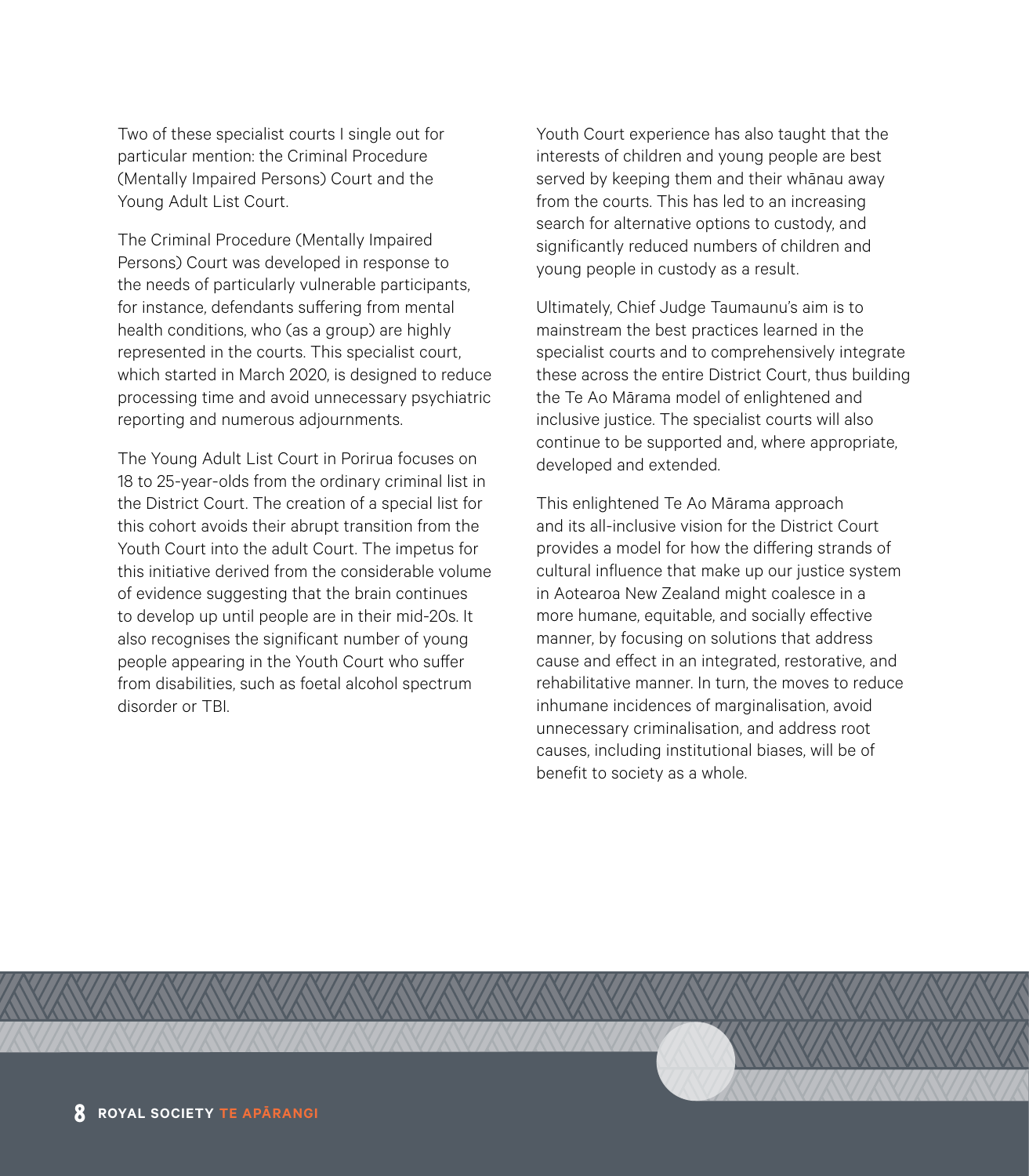Two of these specialist courts I single out for particular mention: the Criminal Procedure (Mentally Impaired Persons) Court and the Young Adult List Court.

The Criminal Procedure (Mentally Impaired Persons) Court was developed in response to the needs of particularly vulnerable participants, for instance, defendants suffering from mental health conditions, who (as a group) are highly represented in the courts. This specialist court, which started in March 2020, is designed to reduce processing time and avoid unnecessary psychiatric reporting and numerous adjournments.

The Young Adult List Court in Porirua focuses on 18 to 25-year-olds from the ordinary criminal list in the District Court. The creation of a special list for this cohort avoids their abrupt transition from the Youth Court into the adult Court. The impetus for this initiative derived from the considerable volume of evidence suggesting that the brain continues to develop up until people are in their mid-20s. It also recognises the significant number of young people appearing in the Youth Court who suffer from disabilities, such as foetal alcohol spectrum disorder or TBI.

Youth Court experience has also taught that the interests of children and young people are best served by keeping them and their whānau away from the courts. This has led to an increasing search for alternative options to custody, and significantly reduced numbers of children and young people in custody as a result.

Ultimately, Chief Judge Taumaunu's aim is to mainstream the best practices learned in the specialist courts and to comprehensively integrate these across the entire District Court, thus building the Te Ao Mārama model of enlightened and inclusive justice. The specialist courts will also continue to be supported and, where appropriate, developed and extended.

This enlightened Te Ao Mārama approach and its all-inclusive vision for the District Court provides a model for how the differing strands of cultural influence that make up our justice system in Aotearoa New Zealand might coalesce in a more humane, equitable, and socially effective manner, by focusing on solutions that address cause and effect in an integrated, restorative, and rehabilitative manner. In turn, the moves to reduce inhumane incidences of marginalisation, avoid unnecessary criminalisation, and address root causes, including institutional biases, will be of benefit to society as a whole.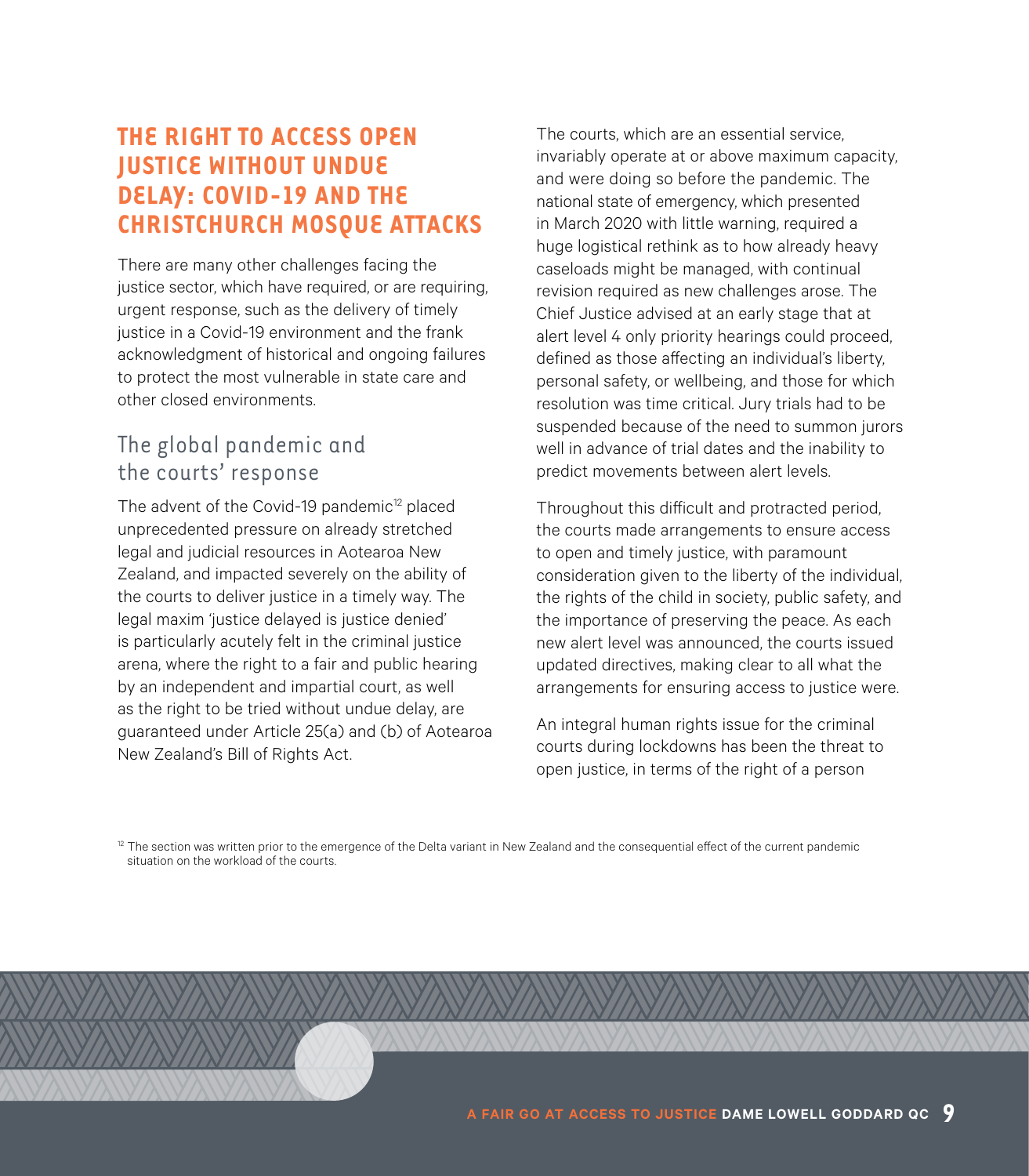## THE RIGHT TO ACCESS OPEN JUSTICE WITHOUT UNDUE DELAY: COVID-19 AND THE CHRISTCHURCH MOSQUE ATTACKS

There are many other challenges facing the justice sector, which have required, or are requiring, urgent response, such as the delivery of timely justice in a Covid-19 environment and the frank acknowledgment of historical and ongoing failures to protect the most vulnerable in state care and other closed environments.

### The global pandemic and the courts' response

The advent of the Covid-19 pandemic[12] placed unprecedented pressure on already stretched legal and judicial resources in Aotearoa New Zealand, and impacted severely on the ability of the courts to deliver justice in a timely way. The legal maxim 'justice delayed is justice denied' is particularly acutely felt in the criminal justice arena, where the right to a fair and public hearing by an independent and impartial court, as well as the right to be tried without undue delay, are guaranteed under Article 25(a) and (b) of Aotearoa New Zealand's Bill of Rights Act.

The courts, which are an essential service, invariably operate at or above maximum capacity, and were doing so before the pandemic. The national state of emergency, which presented in March 2020 with little warning, required a huge logistical rethink as to how already heavy caseloads might be managed, with continual revision required as new challenges arose. The Chief Justice advised at an early stage that at alert level 4 only priority hearings could proceed, defined as those affecting an individual's liberty, personal safety, or wellbeing, and those for which resolution was time critical. Jury trials had to be suspended because of the need to summon jurors well in advance of trial dates and the inability to predict movements between alert levels.

Throughout this difficult and protracted period, the courts made arrangements to ensure access to open and timely justice, with paramount consideration given to the liberty of the individual, the rights of the child in society, public safety, and the importance of preserving the peace. As each new alert level was announced, the courts issued updated directives, making clear to all what the arrangements for ensuring access to justice were.

An integral human rights issue for the criminal courts during lockdowns has been the threat to open justice, in terms of the right of a person

[12] The section was written prior to the emergence of the Delta variant in New Zealand and the consequential effect of the current pandemic situation on the workload of the courts.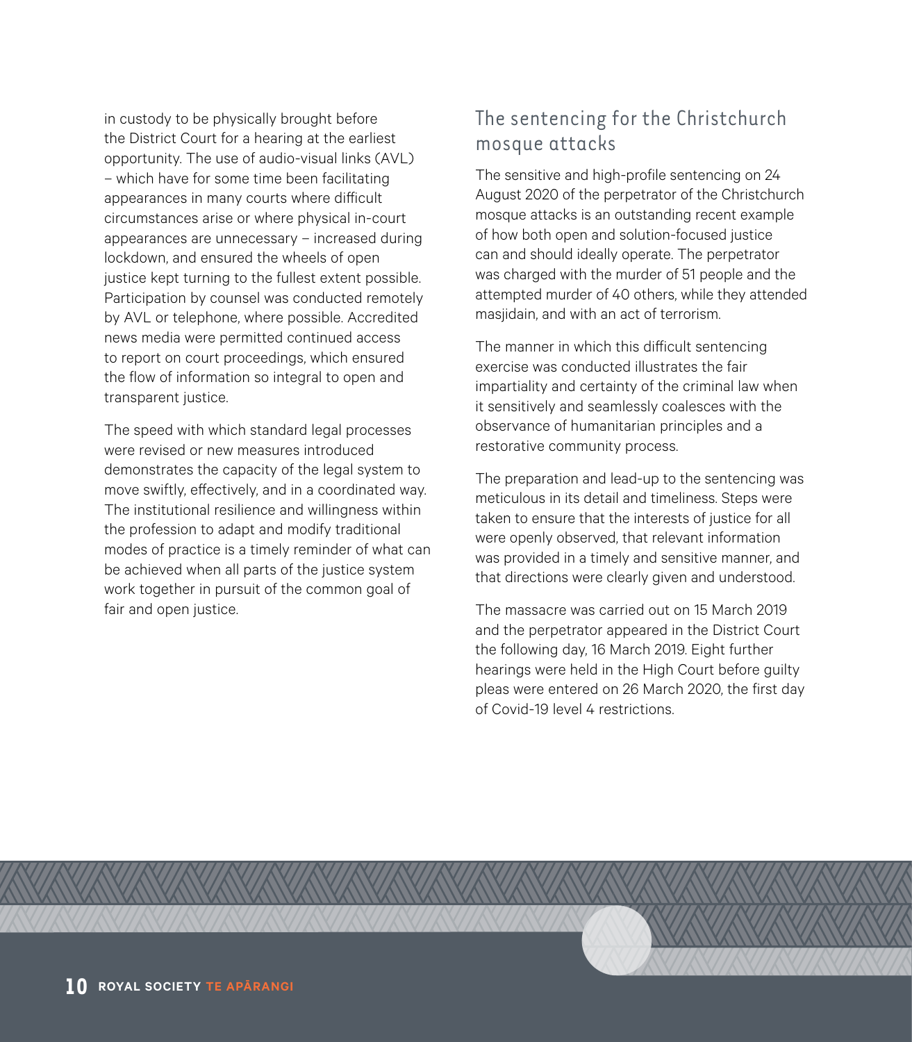in custody to be physically brought before the District Court for a hearing at the earliest opportunity. The use of audio-visual links (AVL) – which have for some time been facilitating appearances in many courts where difficult circumstances arise or where physical in-court appearances are unnecessary – increased during lockdown, and ensured the wheels of open justice kept turning to the fullest extent possible. Participation by counsel was conducted remotely by AVL or telephone, where possible. Accredited news media were permitted continued access to report on court proceedings, which ensured the flow of information so integral to open and transparent justice.

The speed with which standard legal processes were revised or new measures introduced demonstrates the capacity of the legal system to move swiftly, effectively, and in a coordinated way. The institutional resilience and willingness within the profession to adapt and modify traditional modes of practice is a timely reminder of what can be achieved when all parts of the justice system work together in pursuit of the common goal of fair and open justice.

## The sentencing for the Christchurch mosque attacks

The sensitive and high-profile sentencing on 24 August 2020 of the perpetrator of the Christchurch mosque attacks is an outstanding recent example of how both open and solution-focused justice can and should ideally operate. The perpetrator was charged with the murder of 51 people and the attempted murder of 40 others, while they attended masjidain, and with an act of terrorism.

The manner in which this difficult sentencing exercise was conducted illustrates the fair impartiality and certainty of the criminal law when it sensitively and seamlessly coalesces with the observance of humanitarian principles and a restorative community process.

The preparation and lead-up to the sentencing was meticulous in its detail and timeliness. Steps were taken to ensure that the interests of justice for all were openly observed, that relevant information was provided in a timely and sensitive manner, and that directions were clearly given and understood.

The massacre was carried out on 15 March 2019 and the perpetrator appeared in the District Court the following day, 16 March 2019. Eight further hearings were held in the High Court before guilty pleas were entered on 26 March 2020, the first day of Covid-19 level 4 restrictions.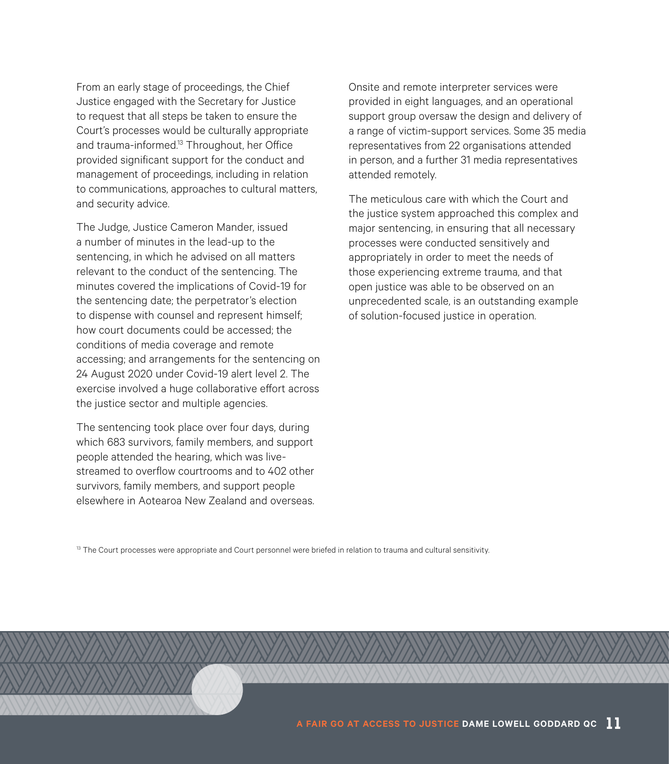From an early stage of proceedings, the Chief Justice engaged with the Secretary for Justice to request that all steps be taken to ensure the Court's processes would be culturally appropriate and trauma-informed.[13] Throughout, her Office provided significant support for the conduct and management of proceedings, including in relation to communications, approaches to cultural matters, and security advice.

The Judge, Justice Cameron Mander, issued a number of minutes in the lead-up to the sentencing, in which he advised on all matters relevant to the conduct of the sentencing. The minutes covered the implications of Covid-19 for the sentencing date; the perpetrator's election to dispense with counsel and represent himself; how court documents could be accessed; the conditions of media coverage and remote accessing; and arrangements for the sentencing on 24 August 2020 under Covid-19 alert level 2. The exercise involved a huge collaborative effort across the justice sector and multiple agencies.

The sentencing took place over four days, during which 683 survivors, family members, and support people attended the hearing, which was live-streamed to overflow courtrooms and to 402 other survivors, family members, and support people elsewhere in Aotearoa New Zealand and overseas.

Onsite and remote interpreter services were provided in eight languages, and an operational support group oversaw the design and delivery of a range of victim-support services. Some 35 media representatives from 22 organisations attended in person, and a further 31 media representatives attended remotely.

The meticulous care with which the Court and the justice system approached this complex and major sentencing, in ensuring that all necessary processes were conducted sensitively and appropriately in order to meet the needs of those experiencing extreme trauma, and that open justice was able to be observed on an unprecedented scale, is an outstanding example of solution-focused justice in operation.

[13] The Court processes were appropriate and Court personnel were briefed in relation to trauma and cultural sensitivity.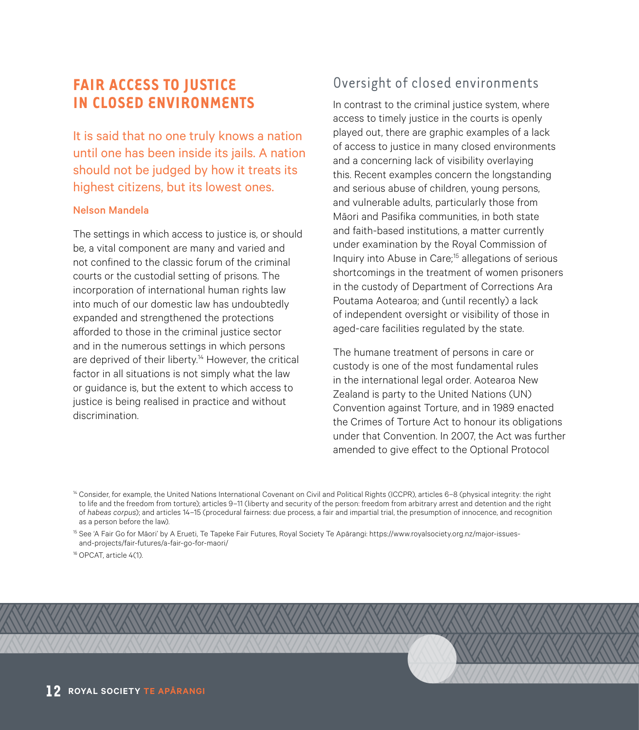## FAIR ACCESS TO JUSTICE IN CLOSED ENVIRONMENTS

> It is said that no one truly knows a nation until one has been inside its jails. A nation should not be judged by how it treats its highest citizens, but its lowest ones.
>
> **Nelson Mandela**

The settings in which access to justice is, or should be, a vital component are many and varied and not confined to the classic forum of the criminal courts or the custodial setting of prisons. The incorporation of international human rights law into much of our domestic law has undoubtedly expanded and strengthened the protections afforded to those in the criminal justice sector and in the numerous settings in which persons are deprived of their liberty.[14] However, the critical factor in all situations is not simply what the law or guidance is, but the extent to which access to justice is being realised in practice and without discrimination.

### Oversight of closed environments

In contrast to the criminal justice system, where access to timely justice in the courts is openly played out, there are graphic examples of a lack of access to justice in many closed environments and a concerning lack of visibility overlaying this. Recent examples concern the longstanding and serious abuse of children, young persons, and vulnerable adults, particularly those from Māori and Pasifika communities, in both state and faith-based institutions, a matter currently under examination by the Royal Commission of Inquiry into Abuse in Care;[15] allegations of serious shortcomings in the treatment of women prisoners in the custody of Department of Corrections Ara Poutama Aotearoa; and (until recently) a lack of independent oversight or visibility of those in aged-care facilities regulated by the state.

The humane treatment of persons in care or custody is one of the most fundamental rules in the international legal order. Aotearoa New Zealand is party to the United Nations (UN) Convention against Torture, and in 1989 enacted the Crimes of Torture Act to honour its obligations under that Convention. In 2007, the Act was further amended to give effect to the Optional Protocol

---

[14] Consider, for example, the United Nations International Covenant on Civil and Political Rights (ICCPR), articles 6–8 (physical integrity: the right to life and the freedom from torture); articles 9–11 (liberty and security of the person: freedom from arbitrary arrest and detention and the right of *habeas corpus*); and articles 14–15 (procedural fairness: due process, a fair and impartial trial, the presumption of innocence, and recognition as a person before the law).

[15] See 'A Fair Go for Māori' by A Erueti, Te Tapeke Fair Futures, Royal Society Te Apārangi: https://www.royalsociety.org.nz/major-issues-and-projects/fair-futures/a-fair-go-for-maori/

[16] OPCAT, article 4(1).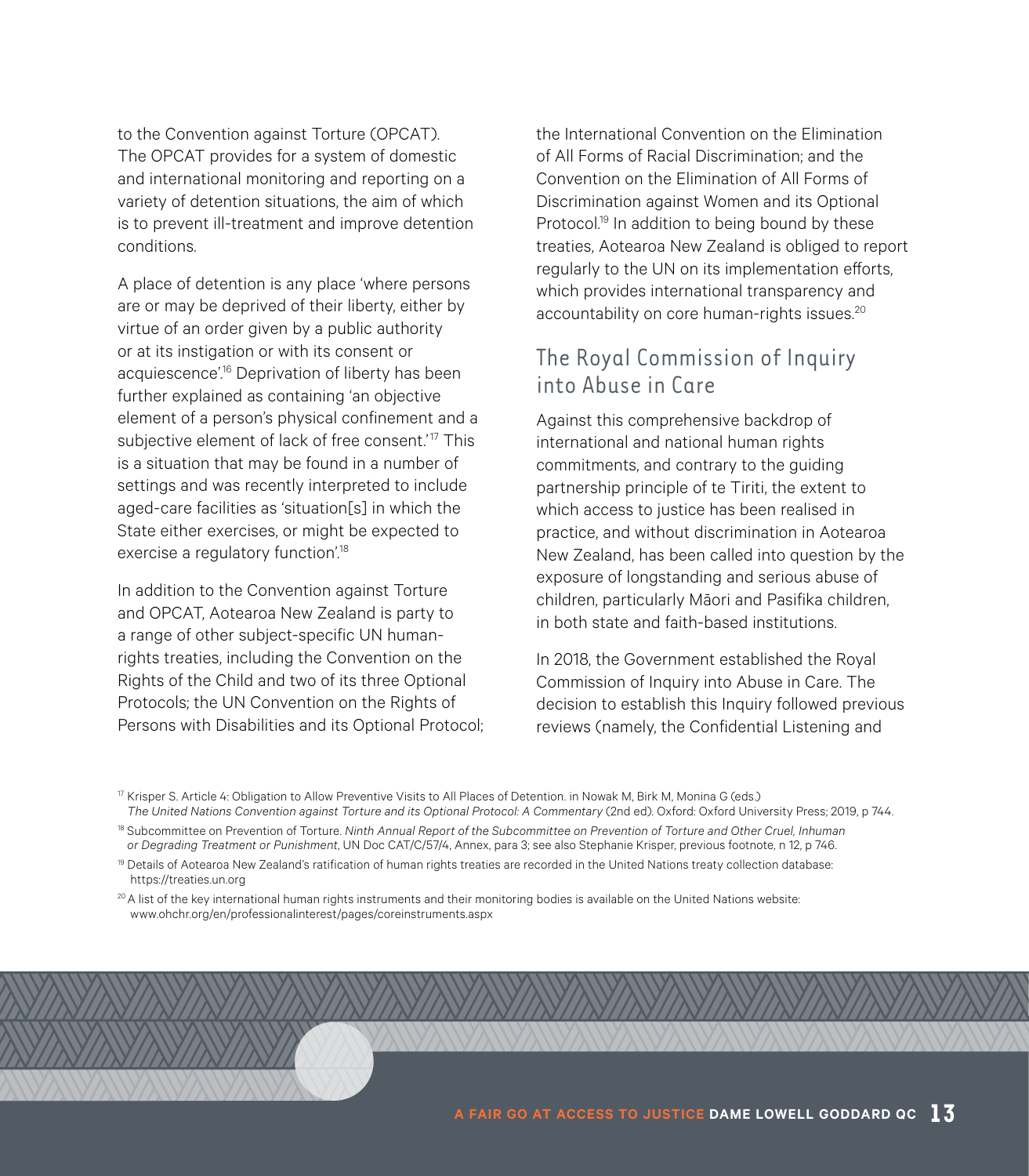to the Convention against Torture (OPCAT). The OPCAT provides for a system of domestic and international monitoring and reporting on a variety of detention situations, the aim of which is to prevent ill-treatment and improve detention conditions.

A place of detention is any place 'where persons are or may be deprived of their liberty, either by virtue of an order given by a public authority or at its instigation or with its consent or acquiescence'.[16] Deprivation of liberty has been further explained as containing 'an objective element of a person's physical confinement and a subjective element of lack of free consent.'[17] This is a situation that may be found in a number of settings and was recently interpreted to include aged-care facilities as 'situation[s] in which the State either exercises, or might be expected to exercise a regulatory function'.[18]

In addition to the Convention against Torture and OPCAT, Aotearoa New Zealand is party to a range of other subject-specific UN human-rights treaties, including the Convention on the Rights of the Child and two of its three Optional Protocols; the UN Convention on the Rights of Persons with Disabilities and its Optional Protocol; the International Convention on the Elimination of All Forms of Racial Discrimination; and the Convention on the Elimination of All Forms of Discrimination against Women and its Optional Protocol.[19] In addition to being bound by these treaties, Aotearoa New Zealand is obliged to report regularly to the UN on its implementation efforts, which provides international transparency and accountability on core human-rights issues.[20]

## The Royal Commission of Inquiry into Abuse in Care

Against this comprehensive backdrop of international and national human rights commitments, and contrary to the guiding partnership principle of te Tiriti, the extent to which access to justice has been realised in practice, and without discrimination in Aotearoa New Zealand, has been called into question by the exposure of longstanding and serious abuse of children, particularly Māori and Pasifika children, in both state and faith-based institutions.

In 2018, the Government established the Royal Commission of Inquiry into Abuse in Care. The decision to establish this Inquiry followed previous reviews (namely, the Confidential Listening and

---

[17] Krisper S. Article 4: Obligation to Allow Preventive Visits to All Places of Detention. in Nowak M, Birk M, Monina G (eds.) *The United Nations Convention against Torture and its Optional Protocol: A Commentary* (2nd ed). Oxford: Oxford University Press; 2019, p 744.

[18] Subcommittee on Prevention of Torture. *Ninth Annual Report of the Subcommittee on Prevention of Torture and Other Cruel, Inhuman or Degrading Treatment or Punishment*, UN Doc CAT/C/57/4, Annex, para 3; see also Stephanie Krisper, previous footnote, n 12, p 746.

[19] Details of Aotearoa New Zealand's ratification of human rights treaties are recorded in the United Nations treaty collection database: https://treaties.un.org

[20] A list of the key international human rights instruments and their monitoring bodies is available on the United Nations website: www.ohchr.org/en/professionalinterest/pages/coreinstruments.aspx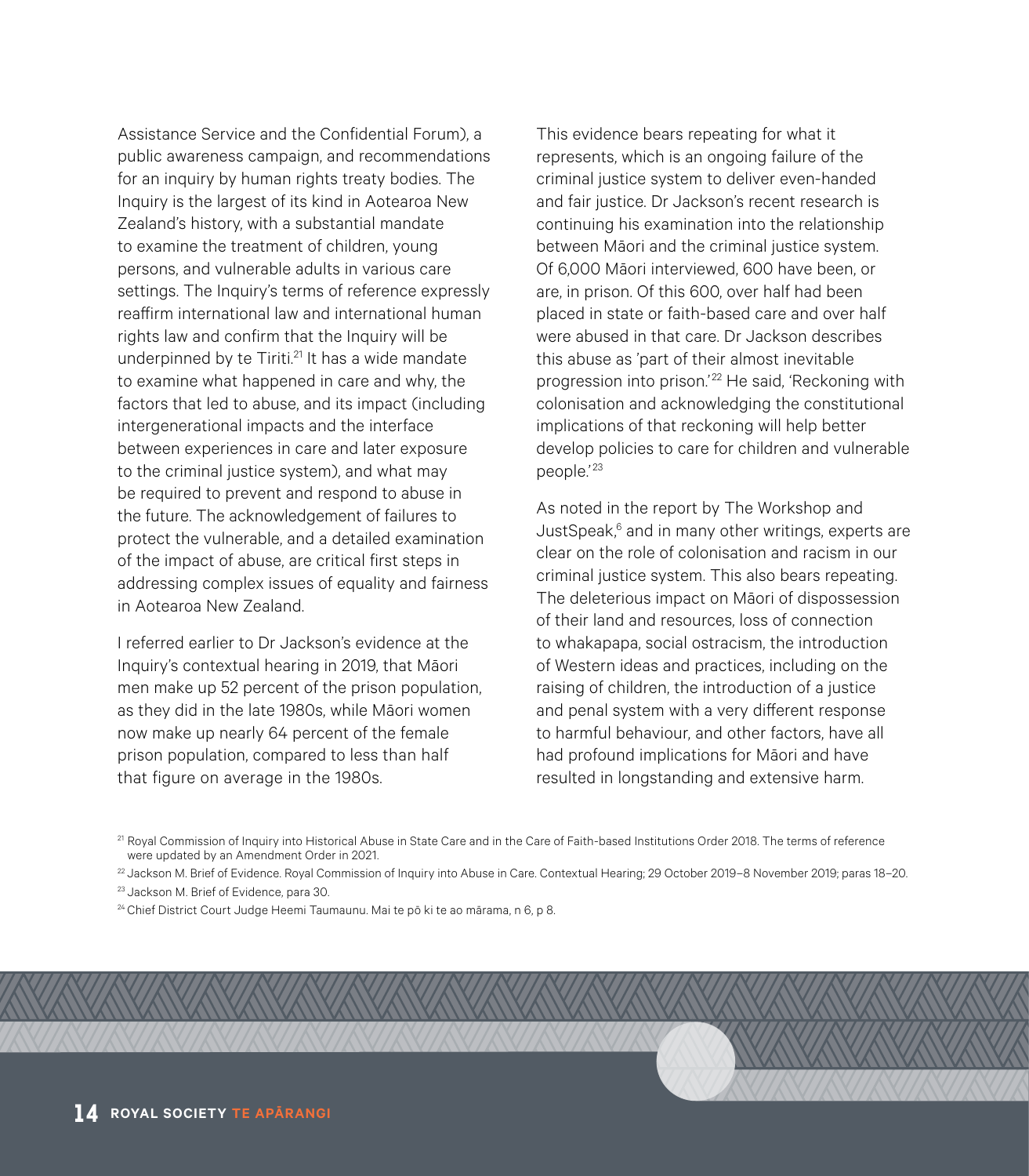Assistance Service and the Confidential Forum), a public awareness campaign, and recommendations for an inquiry by human rights treaty bodies. The Inquiry is the largest of its kind in Aotearoa New Zealand's history, with a substantial mandate to examine the treatment of children, young persons, and vulnerable adults in various care settings. The Inquiry's terms of reference expressly reaffirm international law and international human rights law and confirm that the Inquiry will be underpinned by te Tiriti.[21] It has a wide mandate to examine what happened in care and why, the factors that led to abuse, and its impact (including intergenerational impacts and the interface between experiences in care and later exposure to the criminal justice system), and what may be required to prevent and respond to abuse in the future. The acknowledgement of failures to protect the vulnerable, and a detailed examination of the impact of abuse, are critical first steps in addressing complex issues of equality and fairness in Aotearoa New Zealand.

I referred earlier to Dr Jackson's evidence at the Inquiry's contextual hearing in 2019, that Māori men make up 52 percent of the prison population, as they did in the late 1980s, while Māori women now make up nearly 64 percent of the female prison population, compared to less than half that figure on average in the 1980s.

This evidence bears repeating for what it represents, which is an ongoing failure of the criminal justice system to deliver even-handed and fair justice. Dr Jackson's recent research is continuing his examination into the relationship between Māori and the criminal justice system. Of 6,000 Māori interviewed, 600 have been, or are, in prison. Of this 600, over half had been placed in state or faith-based care and over half were abused in that care. Dr Jackson describes this abuse as 'part of their almost inevitable progression into prison.'[22] He said, 'Reckoning with colonisation and acknowledging the constitutional implications of that reckoning will help better develop policies to care for children and vulnerable people.'[23]

As noted in the report by The Workshop and JustSpeak,[6] and in many other writings, experts are clear on the role of colonisation and racism in our criminal justice system. This also bears repeating. The deleterious impact on Māori of dispossession of their land and resources, loss of connection to whakapapa, social ostracism, the introduction of Western ideas and practices, including on the raising of children, the introduction of a justice and penal system with a very different response to harmful behaviour, and other factors, have all had profound implications for Māori and have resulted in longstanding and extensive harm.

---

[21] Royal Commission of Inquiry into Historical Abuse in State Care and in the Care of Faith-based Institutions Order 2018. The terms of reference were updated by an Amendment Order in 2021.

[22] Jackson M. Brief of Evidence. Royal Commission of Inquiry into Abuse in Care. Contextual Hearing; 29 October 2019–8 November 2019; paras 18–20.

[23] Jackson M. Brief of Evidence, para 30.

[24] Chief District Court Judge Heemi Taumaunu. Mai te pō ki te ao mārama, n 6, p 8.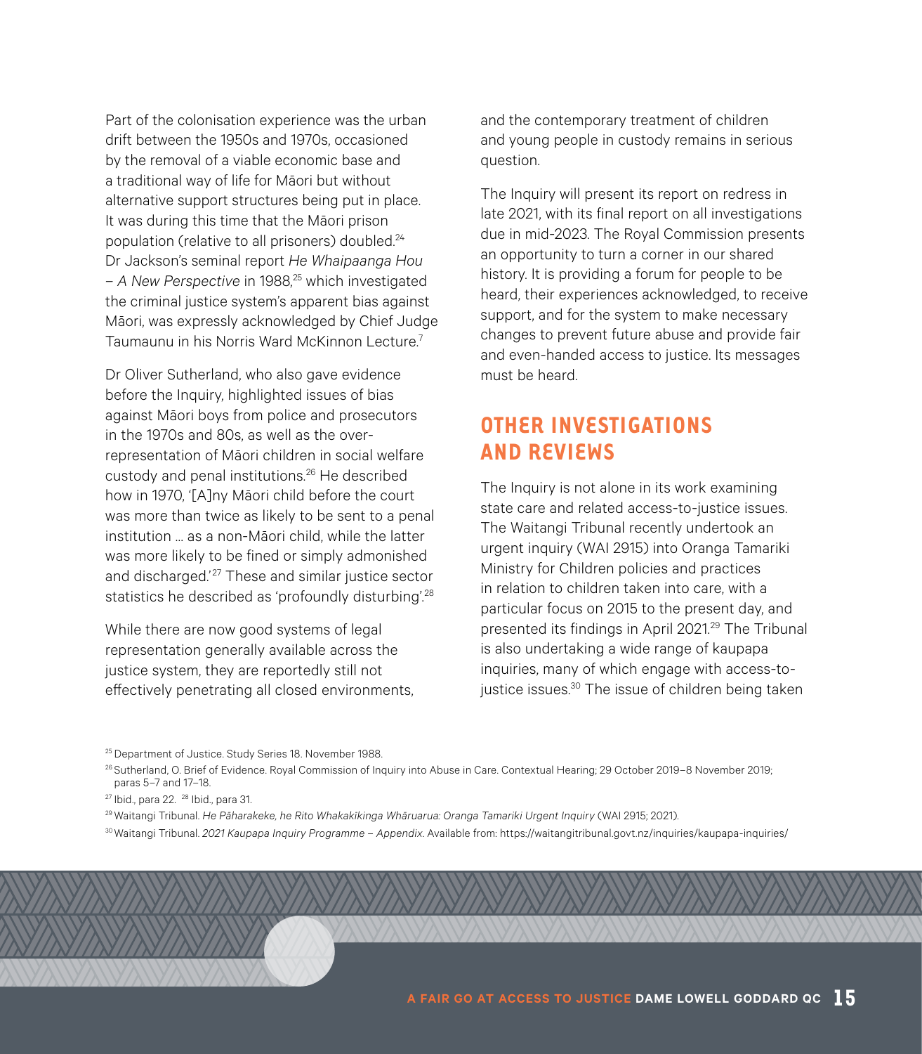Part of the colonisation experience was the urban drift between the 1950s and 1970s, occasioned by the removal of a viable economic base and a traditional way of life for Māori but without alternative support structures being put in place. It was during this time that the Māori prison population (relative to all prisoners) doubled.[24] Dr Jackson's seminal report *He Whaipaanga Hou – A New Perspective* in 1988,[25] which investigated the criminal justice system's apparent bias against Māori, was expressly acknowledged by Chief Judge Taumaunu in his Norris Ward McKinnon Lecture.[7]

Dr Oliver Sutherland, who also gave evidence before the Inquiry, highlighted issues of bias against Māori boys from police and prosecutors in the 1970s and 80s, as well as the over-representation of Māori children in social welfare custody and penal institutions.[26] He described how in 1970, '[A]ny Māori child before the court was more than twice as likely to be sent to a penal institution … as a non-Māori child, while the latter was more likely to be fined or simply admonished and discharged.'[27] These and similar justice sector statistics he described as 'profoundly disturbing'.[28]

While there are now good systems of legal representation generally available across the justice system, they are reportedly still not effectively penetrating all closed environments, and the contemporary treatment of children and young people in custody remains in serious question.

The Inquiry will present its report on redress in late 2021, with its final report on all investigations due in mid-2023. The Royal Commission presents an opportunity to turn a corner in our shared history. It is providing a forum for people to be heard, their experiences acknowledged, to receive support, and for the system to make necessary changes to prevent future abuse and provide fair and even-handed access to justice. Its messages must be heard.

## OTHER INVESTIGATIONS AND REVIEWS

The Inquiry is not alone in its work examining state care and related access-to-justice issues. The Waitangi Tribunal recently undertook an urgent inquiry (WAI 2915) into Oranga Tamariki Ministry for Children policies and practices in relation to children taken into care, with a particular focus on 2015 to the present day, and presented its findings in April 2021.[29] The Tribunal is also undertaking a wide range of kaupapa inquiries, many of which engage with access-to-justice issues.[30] The issue of children being taken

---

[25] Department of Justice. Study Series 18. November 1988.

[26] Sutherland, O. Brief of Evidence. Royal Commission of Inquiry into Abuse in Care. Contextual Hearing; 29 October 2019–8 November 2019; paras 5–7 and 17–18.

[27] Ibid., para 22. [28] Ibid., para 31.

[29] Waitangi Tribunal. *He Pāharakeke, he Rito Whakakīkinga Whāruarua: Oranga Tamariki Urgent Inquiry* (WAI 2915; 2021).

[30] Waitangi Tribunal. *2021 Kaupapa Inquiry Programme – Appendix*. Available from: https://waitangitribunal.govt.nz/inquiries/kaupapa-inquiries/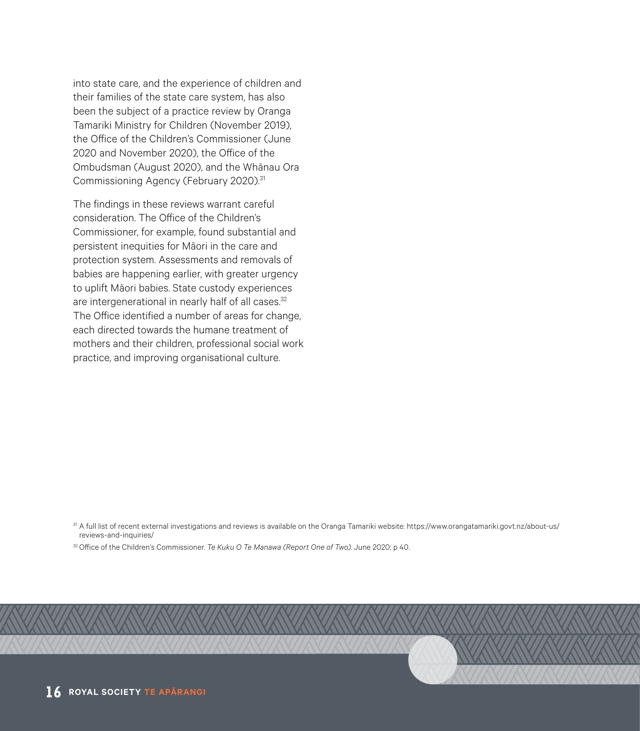into state care, and the experience of children and their families of the state care system, has also been the subject of a practice review by Oranga Tamariki Ministry for Children (November 2019), the Office of the Children's Commissioner (June 2020 and November 2020), the Office of the Ombudsman (August 2020), and the Whānau Ora Commissioning Agency (February 2020).[31]

The findings in these reviews warrant careful consideration. The Office of the Children's Commissioner, for example, found substantial and persistent inequities for Māori in the care and protection system. Assessments and removals of babies are happening earlier, with greater urgency to uplift Māori babies. State custody experiences are intergenerational in nearly half of all cases.[32] The Office identified a number of areas for change, each directed towards the humane treatment of mothers and their children, professional social work practice, and improving organisational culture.

[31] A full list of recent external investigations and reviews is available on the Oranga Tamariki website: https://www.orangatamariki.govt.nz/about-us/reviews-and-inquiries/

[32] Office of the Children's Commissioner. *Te Kuku O Te Manawa (Report One of Two).* June 2020; p 40.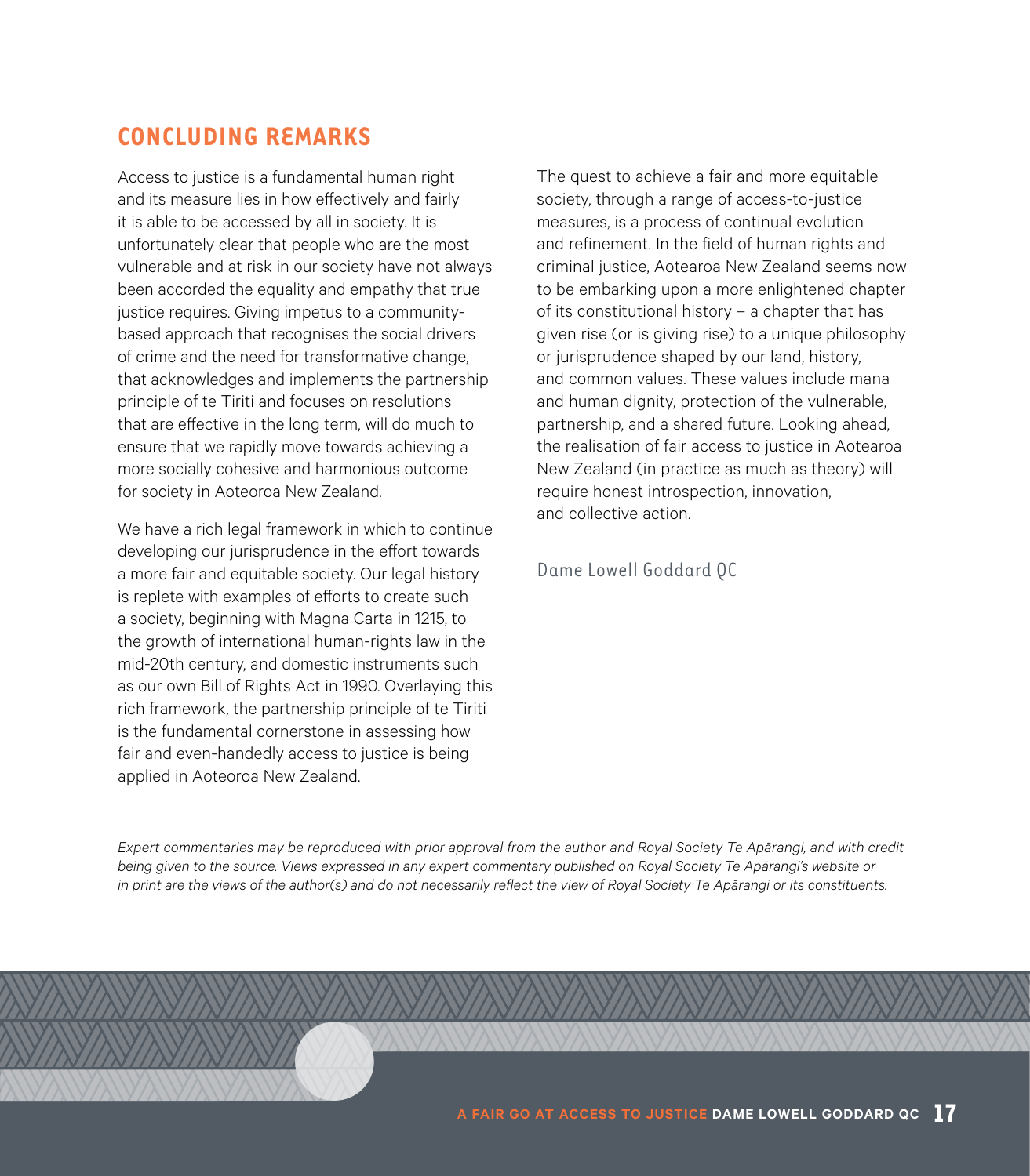## CONCLUDING REMARKS

Access to justice is a fundamental human right and its measure lies in how effectively and fairly it is able to be accessed by all in society. It is unfortunately clear that people who are the most vulnerable and at risk in our society have not always been accorded the equality and empathy that true justice requires. Giving impetus to a community-based approach that recognises the social drivers of crime and the need for transformative change, that acknowledges and implements the partnership principle of te Tiriti and focuses on resolutions that are effective in the long term, will do much to ensure that we rapidly move towards achieving a more socially cohesive and harmonious outcome for society in Aoteoroa New Zealand.

We have a rich legal framework in which to continue developing our jurisprudence in the effort towards a more fair and equitable society. Our legal history is replete with examples of efforts to create such a society, beginning with Magna Carta in 1215, to the growth of international human-rights law in the mid-20th century, and domestic instruments such as our own Bill of Rights Act in 1990. Overlaying this rich framework, the partnership principle of te Tiriti is the fundamental cornerstone in assessing how fair and even-handedly access to justice is being applied in Aoteoroa New Zealand.

The quest to achieve a fair and more equitable society, through a range of access-to-justice measures, is a process of continual evolution and refinement. In the field of human rights and criminal justice, Aotearoa New Zealand seems now to be embarking upon a more enlightened chapter of its constitutional history – a chapter that has given rise (or is giving rise) to a unique philosophy or jurisprudence shaped by our land, history, and common values. These values include mana and human dignity, protection of the vulnerable, partnership, and a shared future. Looking ahead, the realisation of fair access to justice in Aotearoa New Zealand (in practice as much as theory) will require honest introspection, innovation, and collective action.

Dame Lowell Goddard QC

*Expert commentaries may be reproduced with prior approval from the author and Royal Society Te Apārangi, and with credit being given to the source. Views expressed in any expert commentary published on Royal Society Te Apārangi's website or in print are the views of the author(s) and do not necessarily reflect the view of Royal Society Te Apārangi or its constituents.*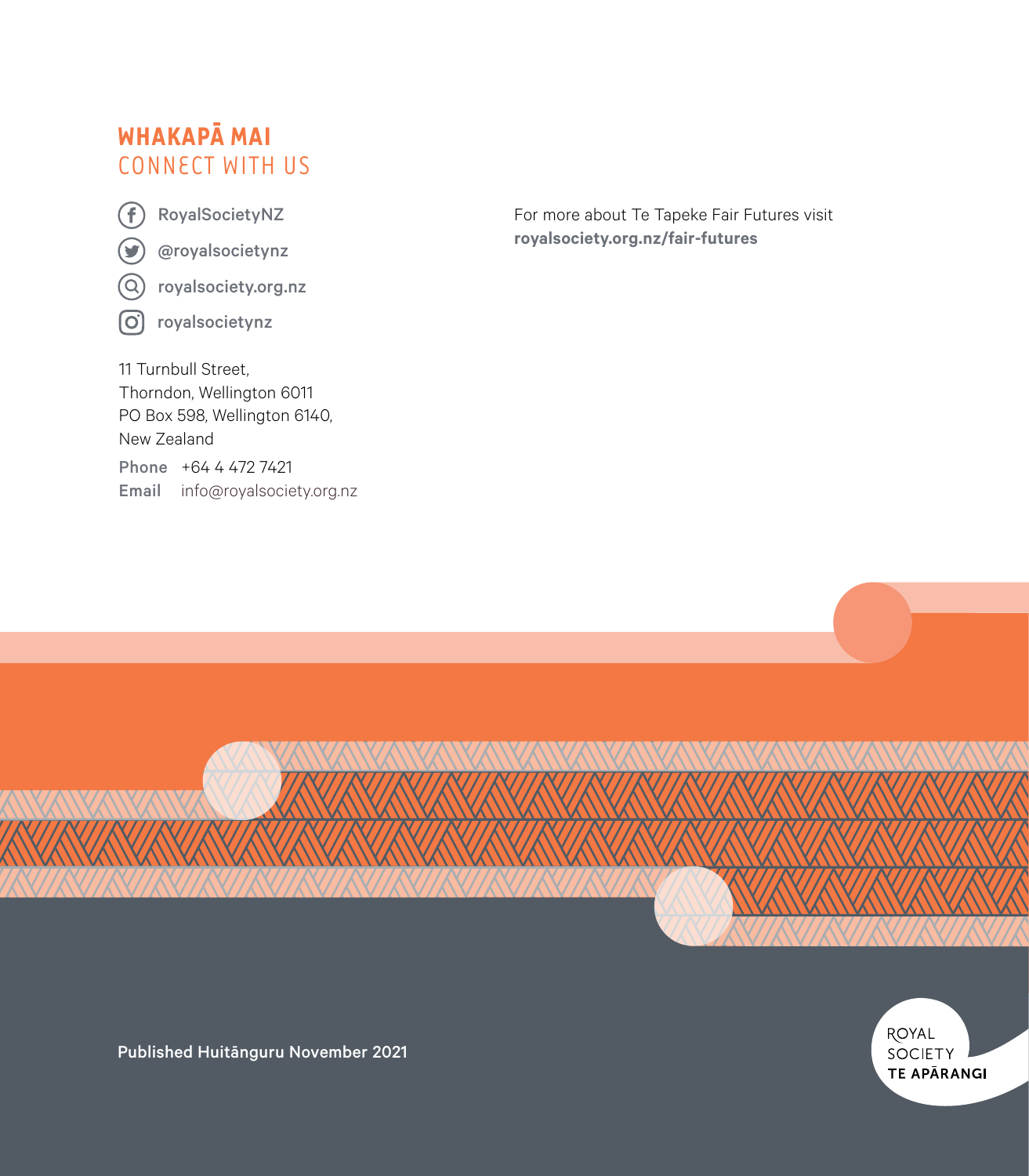## WHAKAPĀ MAI
## CONNECT WITH US

RoyalSocietyNZ

@royalsocietynz

royalsociety.org.nz

royalsocietynz

11 Turnbull Street,
Thorndon, Wellington 6011
PO Box 598, Wellington 6140,
New Zealand

**Phone** +64 4 472 7421
**Email** info@royalsociety.org.nz

For more about Te Tapeke Fair Futures visit
**royalsociety.org.nz/fair-futures**

**Published Huitānguru November 2021**

ROYAL SOCIETY TE APĀRANGI